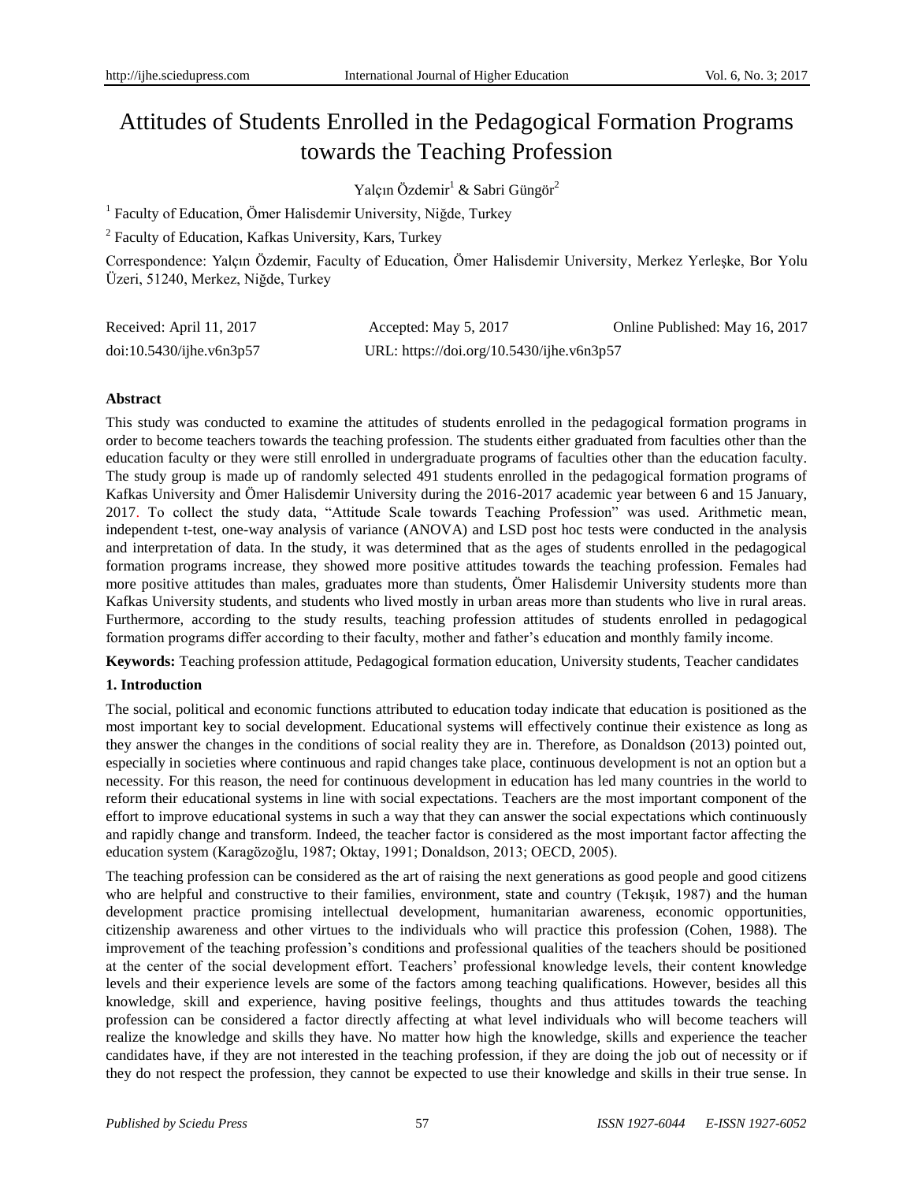# Attitudes of Students Enrolled in the Pedagogical Formation Programs towards the Teaching Profession

Yalçın Özdemir[1] & Sabri Güngör[2]

[1] Faculty of Education, Ömer Halisdemir University, Niğde, Turkey

[2] Faculty of Education, Kafkas University, Kars, Turkey

Correspondence: Yalçın Özdemir, Faculty of Education, Ömer Halisdemir University, Merkez Yerleşke, Bor Yolu Üzeri, 51240, Merkez, Niğde, Turkey

Received: April 11, 2017    Accepted: May 5, 2017    Online Published: May 16, 2017

doi:10.5430/ijhe.v6n3p57    URL: https://doi.org/10.5430/ijhe.v6n3p57

### Abstract

This study was conducted to examine the attitudes of students enrolled in the pedagogical formation programs in order to become teachers towards the teaching profession. The students either graduated from faculties other than the education faculty or they were still enrolled in undergraduate programs of faculties other than the education faculty. The study group is made up of randomly selected 491 students enrolled in the pedagogical formation programs of Kafkas University and Ömer Halisdemir University during the 2016-2017 academic year between 6 and 15 January, 2017. To collect the study data, "Attitude Scale towards Teaching Profession" was used. Arithmetic mean, independent t-test, one-way analysis of variance (ANOVA) and LSD post hoc tests were conducted in the analysis and interpretation of data. In the study, it was determined that as the ages of students enrolled in the pedagogical formation programs increase, they showed more positive attitudes towards the teaching profession. Females had more positive attitudes than males, graduates more than students, Ömer Halisdemir University students more than Kafkas University students, and students who lived mostly in urban areas more than students who live in rural areas. Furthermore, according to the study results, teaching profession attitudes of students enrolled in pedagogical formation programs differ according to their faculty, mother and father's education and monthly family income.

**Keywords:** Teaching profession attitude, Pedagogical formation education, University students, Teacher candidates

### 1. Introduction

The social, political and economic functions attributed to education today indicate that education is positioned as the most important key to social development. Educational systems will effectively continue their existence as long as they answer the changes in the conditions of social reality they are in. Therefore, as Donaldson (2013) pointed out, especially in societies where continuous and rapid changes take place, continuous development is not an option but a necessity. For this reason, the need for continuous development in education has led many countries in the world to reform their educational systems in line with social expectations. Teachers are the most important component of the effort to improve educational systems in such a way that they can answer the social expectations which continuously and rapidly change and transform. Indeed, the teacher factor is considered as the most important factor affecting the education system (Karagözoğlu, 1987; Oktay, 1991; Donaldson, 2013; OECD, 2005).

The teaching profession can be considered as the art of raising the next generations as good people and good citizens who are helpful and constructive to their families, environment, state and country (Tekışık, 1987) and the human development practice promising intellectual development, humanitarian awareness, economic opportunities, citizenship awareness and other virtues to the individuals who will practice this profession (Cohen, 1988). The improvement of the teaching profession's conditions and professional qualities of the teachers should be positioned at the center of the social development effort. Teachers' professional knowledge levels, their content knowledge levels and their experience levels are some of the factors among teaching qualifications. However, besides all this knowledge, skill and experience, having positive feelings, thoughts and thus attitudes towards the teaching profession can be considered a factor directly affecting at what level individuals who will become teachers will realize the knowledge and skills they have. No matter how high the knowledge, skills and experience the teacher candidates have, if they are not interested in the teaching profession, if they are doing the job out of necessity or if they do not respect the profession, they cannot be expected to use their knowledge and skills in their true sense. In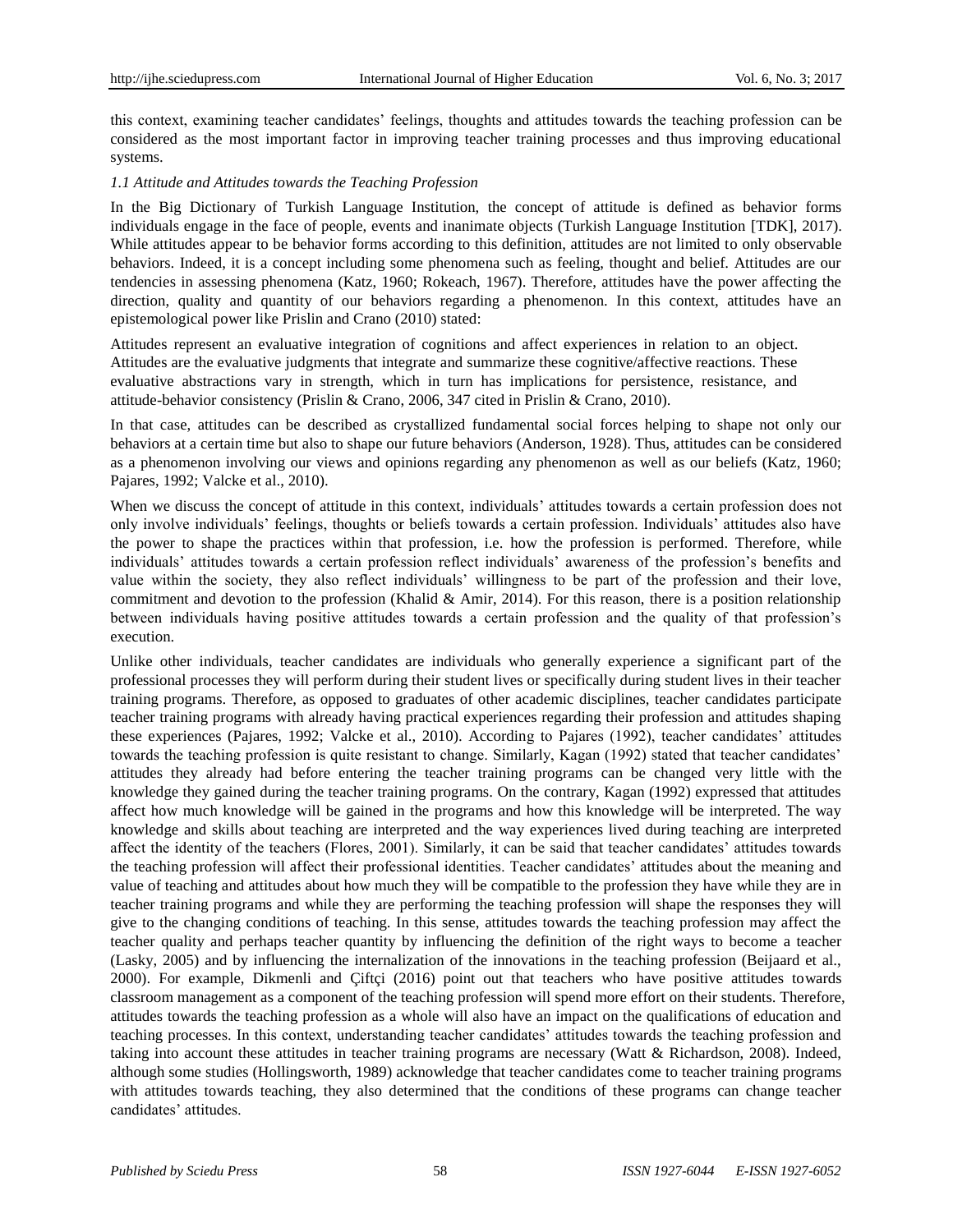this context, examining teacher candidates' feelings, thoughts and attitudes towards the teaching profession can be considered as the most important factor in improving teacher training processes and thus improving educational systems.

### *1.1 Attitude and Attitudes towards the Teaching Profession*

In the Big Dictionary of Turkish Language Institution, the concept of attitude is defined as behavior forms individuals engage in the face of people, events and inanimate objects (Turkish Language Institution [TDK], 2017). While attitudes appear to be behavior forms according to this definition, attitudes are not limited to only observable behaviors. Indeed, it is a concept including some phenomena such as feeling, thought and belief. Attitudes are our tendencies in assessing phenomena (Katz, 1960; Rokeach, 1967). Therefore, attitudes have the power affecting the direction, quality and quantity of our behaviors regarding a phenomenon. In this context, attitudes have an epistemological power like Prislin and Crano (2010) stated:

> Attitudes represent an evaluative integration of cognitions and affect experiences in relation to an object. Attitudes are the evaluative judgments that integrate and summarize these cognitive/affective reactions. These evaluative abstractions vary in strength, which in turn has implications for persistence, resistance, and attitude-behavior consistency (Prislin & Crano, 2006, 347 cited in Prislin & Crano, 2010).

In that case, attitudes can be described as crystallized fundamental social forces helping to shape not only our behaviors at a certain time but also to shape our future behaviors (Anderson, 1928). Thus, attitudes can be considered as a phenomenon involving our views and opinions regarding any phenomenon as well as our beliefs (Katz, 1960; Pajares, 1992; Valcke et al., 2010).

When we discuss the concept of attitude in this context, individuals' attitudes towards a certain profession does not only involve individuals' feelings, thoughts or beliefs towards a certain profession. Individuals' attitudes also have the power to shape the practices within that profession, i.e. how the profession is performed. Therefore, while individuals' attitudes towards a certain profession reflect individuals' awareness of the profession's benefits and value within the society, they also reflect individuals' willingness to be part of the profession and their love, commitment and devotion to the profession (Khalid & Amir, 2014). For this reason, there is a position relationship between individuals having positive attitudes towards a certain profession and the quality of that profession's execution.

Unlike other individuals, teacher candidates are individuals who generally experience a significant part of the professional processes they will perform during their student lives or specifically during student lives in their teacher training programs. Therefore, as opposed to graduates of other academic disciplines, teacher candidates participate teacher training programs with already having practical experiences regarding their profession and attitudes shaping these experiences (Pajares, 1992; Valcke et al., 2010). According to Pajares (1992), teacher candidates' attitudes towards the teaching profession is quite resistant to change. Similarly, Kagan (1992) stated that teacher candidates' attitudes they already had before entering the teacher training programs can be changed very little with the knowledge they gained during the teacher training programs. On the contrary, Kagan (1992) expressed that attitudes affect how much knowledge will be gained in the programs and how this knowledge will be interpreted. The way knowledge and skills about teaching are interpreted and the way experiences lived during teaching are interpreted affect the identity of the teachers (Flores, 2001). Similarly, it can be said that teacher candidates' attitudes towards the teaching profession will affect their professional identities. Teacher candidates' attitudes about the meaning and value of teaching and attitudes about how much they will be compatible to the profession they have while they are in teacher training programs and while they are performing the teaching profession will shape the responses they will give to the changing conditions of teaching. In this sense, attitudes towards the teaching profession may affect the teacher quality and perhaps teacher quantity by influencing the definition of the right ways to become a teacher (Lasky, 2005) and by influencing the internalization of the innovations in the teaching profession (Beijaard et al., 2000). For example, Dikmenli and Çiftçi (2016) point out that teachers who have positive attitudes towards classroom management as a component of the teaching profession will spend more effort on their students. Therefore, attitudes towards the teaching profession as a whole will also have an impact on the qualifications of education and teaching processes. In this context, understanding teacher candidates' attitudes towards the teaching profession and taking into account these attitudes in teacher training programs are necessary (Watt & Richardson, 2008). Indeed, although some studies (Hollingsworth, 1989) acknowledge that teacher candidates come to teacher training programs with attitudes towards teaching, they also determined that the conditions of these programs can change teacher candidates' attitudes.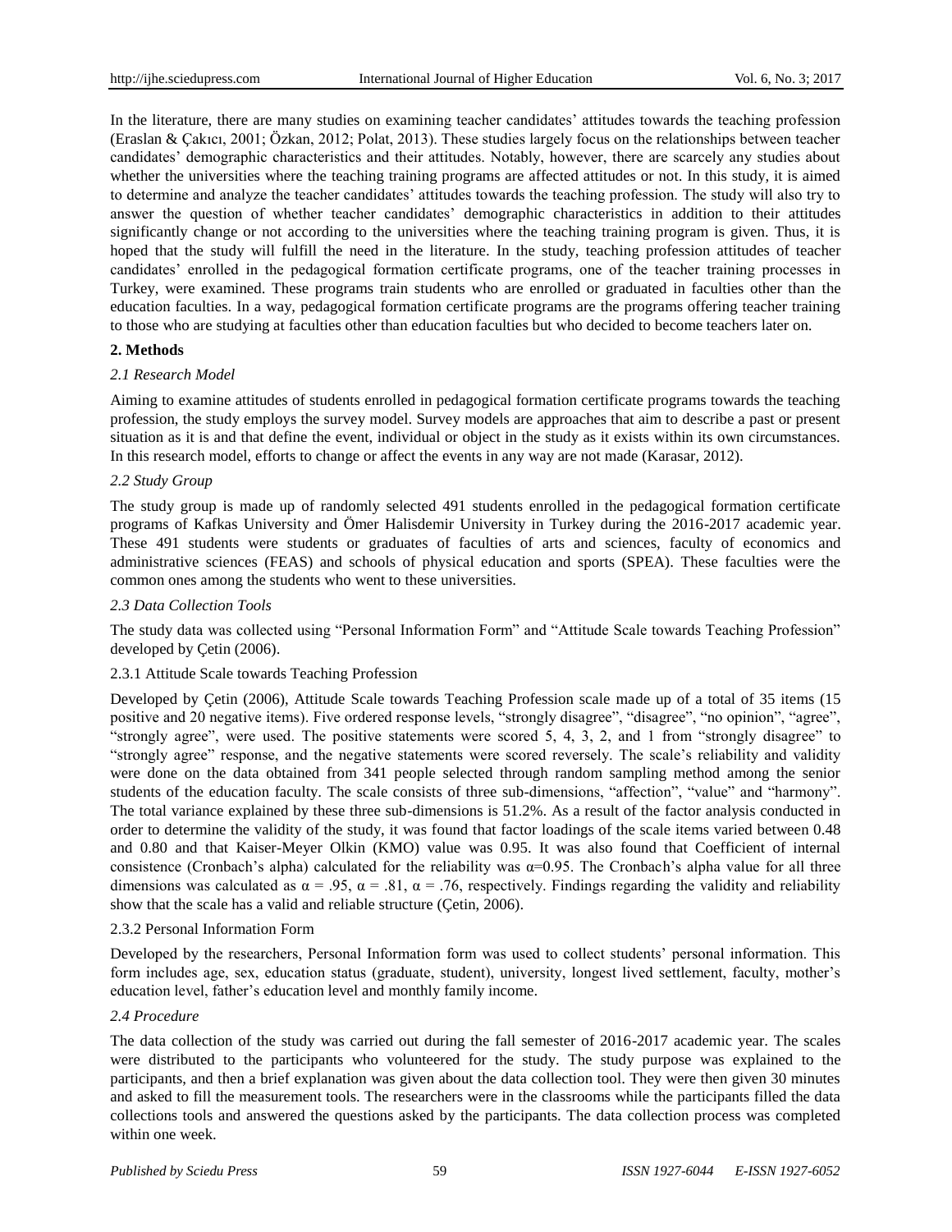In the literature, there are many studies on examining teacher candidates' attitudes towards the teaching profession (Eraslan & Çakıcı, 2001; Özkan, 2012; Polat, 2013). These studies largely focus on the relationships between teacher candidates' demographic characteristics and their attitudes. Notably, however, there are scarcely any studies about whether the universities where the teaching training programs are affected attitudes or not. In this study, it is aimed to determine and analyze the teacher candidates' attitudes towards the teaching profession. The study will also try to answer the question of whether teacher candidates' demographic characteristics in addition to their attitudes significantly change or not according to the universities where the teaching training program is given. Thus, it is hoped that the study will fulfill the need in the literature. In the study, teaching profession attitudes of teacher candidates' enrolled in the pedagogical formation certificate programs, one of the teacher training processes in Turkey, were examined. These programs train students who are enrolled or graduated in faculties other than the education faculties. In a way, pedagogical formation certificate programs are the programs offering teacher training to those who are studying at faculties other than education faculties but who decided to become teachers later on.

## 2. Methods

### *2.1 Research Model*

Aiming to examine attitudes of students enrolled in pedagogical formation certificate programs towards the teaching profession, the study employs the survey model. Survey models are approaches that aim to describe a past or present situation as it is and that define the event, individual or object in the study as it exists within its own circumstances. In this research model, efforts to change or affect the events in any way are not made (Karasar, 2012).

### *2.2 Study Group*

The study group is made up of randomly selected 491 students enrolled in the pedagogical formation certificate programs of Kafkas University and Ömer Halisdemir University in Turkey during the 2016-2017 academic year. These 491 students were students or graduates of faculties of arts and sciences, faculty of economics and administrative sciences (FEAS) and schools of physical education and sports (SPEA). These faculties were the common ones among the students who went to these universities.

### *2.3 Data Collection Tools*

The study data was collected using "Personal Information Form" and "Attitude Scale towards Teaching Profession" developed by Çetin (2006).

#### 2.3.1 Attitude Scale towards Teaching Profession

Developed by Çetin (2006), Attitude Scale towards Teaching Profession scale made up of a total of 35 items (15 positive and 20 negative items). Five ordered response levels, "strongly disagree", "disagree", "no opinion", "agree", "strongly agree", were used. The positive statements were scored 5, 4, 3, 2, and 1 from "strongly disagree" to "strongly agree" response, and the negative statements were scored reversely. The scale's reliability and validity were done on the data obtained from 341 people selected through random sampling method among the senior students of the education faculty. The scale consists of three sub-dimensions, "affection", "value" and "harmony". The total variance explained by these three sub-dimensions is 51.2%. As a result of the factor analysis conducted in order to determine the validity of the study, it was found that factor loadings of the scale items varied between 0.48 and 0.80 and that Kaiser-Meyer Olkin (KMO) value was 0.95. It was also found that Coefficient of internal consistence (Cronbach's alpha) calculated for the reliability was $\alpha$=0.95. The Cronbach's alpha value for all three dimensions was calculated as $\alpha$ = .95, $\alpha$ = .81, $\alpha$ = .76, respectively. Findings regarding the validity and reliability show that the scale has a valid and reliable structure (Çetin, 2006).

#### 2.3.2 Personal Information Form

Developed by the researchers, Personal Information form was used to collect students' personal information. This form includes age, sex, education status (graduate, student), university, longest lived settlement, faculty, mother's education level, father's education level and monthly family income.

### *2.4 Procedure*

The data collection of the study was carried out during the fall semester of 2016-2017 academic year. The scales were distributed to the participants who volunteered for the study. The study purpose was explained to the participants, and then a brief explanation was given about the data collection tool. They were then given 30 minutes and asked to fill the measurement tools. The researchers were in the classrooms while the participants filled the data collections tools and answered the questions asked by the participants. The data collection process was completed within one week.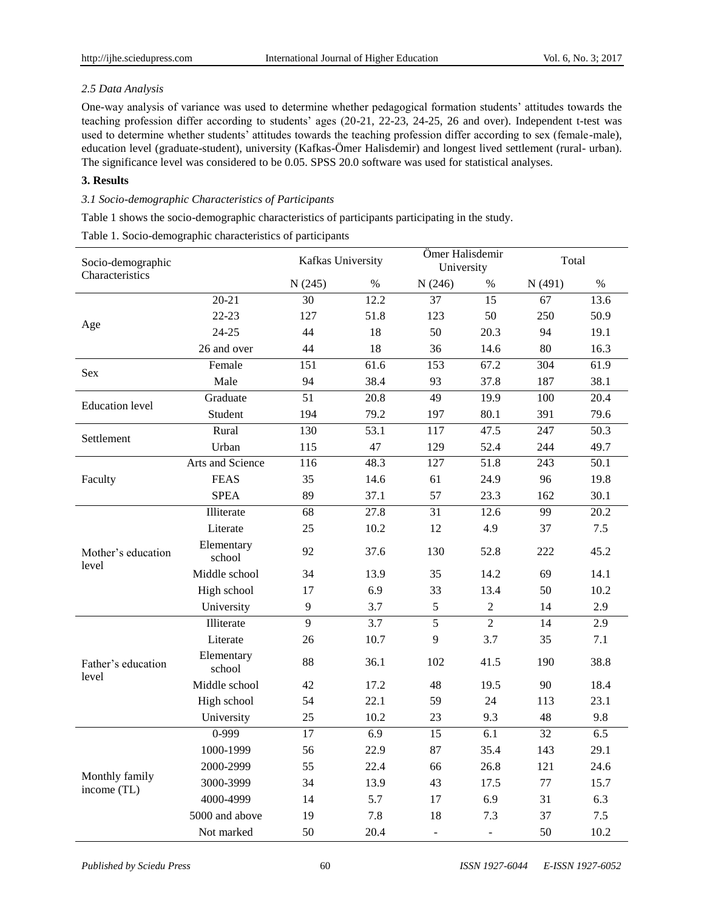### 2.5 Data Analysis

One-way analysis of variance was used to determine whether pedagogical formation students' attitudes towards the teaching profession differ according to students' ages (20-21, 22-23, 24-25, 26 and over). Independent t-test was used to determine whether students' attitudes towards the teaching profession differ according to sex (female-male), education level (graduate-student), university (Kafkas-Ömer Halisdemir) and longest lived settlement (rural- urban). The significance level was considered to be 0.05. SPSS 20.0 software was used for statistical analyses.

## 3. Results

### 3.1 Socio-demographic Characteristics of Participants

Table 1 shows the socio-demographic characteristics of participants participating in the study.

Table 1. Socio-demographic characteristics of participants

| Socio-demographic Characteristics | | Kafkas University | | Ömer Halisdemir University | | Total | |
|---|---|---|---|---|---|---|---|
| | | N (245) | % | N (246) | % | N (491) | % |
| Age | 20-21 | 30 | 12.2 | 37 | 15 | 67 | 13.6 |
| | 22-23 | 127 | 51.8 | 123 | 50 | 250 | 50.9 |
| | 24-25 | 44 | 18 | 50 | 20.3 | 94 | 19.1 |
| | 26 and over | 44 | 18 | 36 | 14.6 | 80 | 16.3 |
| Sex | Female | 151 | 61.6 | 153 | 67.2 | 304 | 61.9 |
| | Male | 94 | 38.4 | 93 | 37.8 | 187 | 38.1 |
| Education level | Graduate | 51 | 20.8 | 49 | 19.9 | 100 | 20.4 |
| | Student | 194 | 79.2 | 197 | 80.1 | 391 | 79.6 |
| Settlement | Rural | 130 | 53.1 | 117 | 47.5 | 247 | 50.3 |
| | Urban | 115 | 47 | 129 | 52.4 | 244 | 49.7 |
| Faculty | Arts and Science | 116 | 48.3 | 127 | 51.8 | 243 | 50.1 |
| | FEAS | 35 | 14.6 | 61 | 24.9 | 96 | 19.8 |
| | SPEA | 89 | 37.1 | 57 | 23.3 | 162 | 30.1 |
| Mother's education level | Illiterate | 68 | 27.8 | 31 | 12.6 | 99 | 20.2 |
| | Literate | 25 | 10.2 | 12 | 4.9 | 37 | 7.5 |
| | Elementary school | 92 | 37.6 | 130 | 52.8 | 222 | 45.2 |
| | Middle school | 34 | 13.9 | 35 | 14.2 | 69 | 14.1 |
| | High school | 17 | 6.9 | 33 | 13.4 | 50 | 10.2 |
| | University | 9 | 3.7 | 5 | 2 | 14 | 2.9 |
| Father's education level | Illiterate | 9 | 3.7 | 5 | 2 | 14 | 2.9 |
| | Literate | 26 | 10.7 | 9 | 3.7 | 35 | 7.1 |
| | Elementary school | 88 | 36.1 | 102 | 41.5 | 190 | 38.8 |
| | Middle school | 42 | 17.2 | 48 | 19.5 | 90 | 18.4 |
| | High school | 54 | 22.1 | 59 | 24 | 113 | 23.1 |
| | University | 25 | 10.2 | 23 | 9.3 | 48 | 9.8 |
| Monthly family income (TL) | 0-999 | 17 | 6.9 | 15 | 6.1 | 32 | 6.5 |
| | 1000-1999 | 56 | 22.9 | 87 | 35.4 | 143 | 29.1 |
| | 2000-2999 | 55 | 22.4 | 66 | 26.8 | 121 | 24.6 |
| | 3000-3999 | 34 | 13.9 | 43 | 17.5 | 77 | 15.7 |
| | 4000-4999 | 14 | 5.7 | 17 | 6.9 | 31 | 6.3 |
| | 5000 and above | 19 | 7.8 | 18 | 7.3 | 37 | 7.5 |
| | Not marked | 50 | 20.4 | - | - | 50 | 10.2 |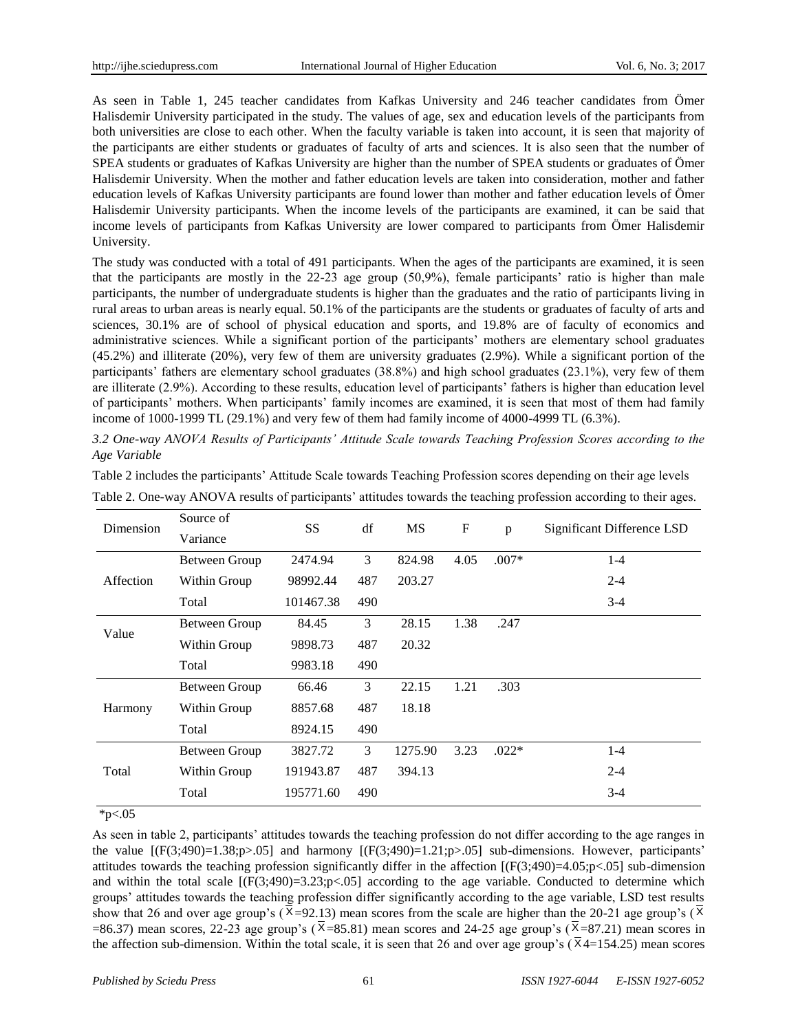As seen in Table 1, 245 teacher candidates from Kafkas University and 246 teacher candidates from Ömer Halisdemir University participated in the study. The values of age, sex and education levels of the participants from both universities are close to each other. When the faculty variable is taken into account, it is seen that majority of the participants are either students or graduates of faculty of arts and sciences. It is also seen that the number of SPEA students or graduates of Kafkas University are higher than the number of SPEA students or graduates of Ömer Halisdemir University. When the mother and father education levels are taken into consideration, mother and father education levels of Kafkas University participants are found lower than mother and father education levels of Ömer Halisdemir University participants. When the income levels of the participants are examined, it can be said that income levels of participants from Kafkas University are lower compared to participants from Ömer Halisdemir University.

The study was conducted with a total of 491 participants. When the ages of the participants are examined, it is seen that the participants are mostly in the 22-23 age group (50,9%), female participants' ratio is higher than male participants, the number of undergraduate students is higher than the graduates and the ratio of participants living in rural areas to urban areas is nearly equal. 50.1% of the participants are the students or graduates of faculty of arts and sciences, 30.1% are of school of physical education and sports, and 19.8% are of faculty of economics and administrative sciences. While a significant portion of the participants' mothers are elementary school graduates (45.2%) and illiterate (20%), very few of them are university graduates (2.9%). While a significant portion of the participants' fathers are elementary school graduates (38.8%) and high school graduates (23.1%), very few of them are illiterate (2.9%). According to these results, education level of participants' fathers is higher than education level of participants' mothers. When participants' family incomes are examined, it is seen that most of them had family income of 1000-1999 TL (29.1%) and very few of them had family income of 4000-4999 TL (6.3%).

### *3.2 One-way ANOVA Results of Participants' Attitude Scale towards Teaching Profession Scores according to the Age Variable*

Table 2 includes the participants' Attitude Scale towards Teaching Profession scores depending on their age levels

Table 2. One-way ANOVA results of participants' attitudes towards the teaching profession according to their ages.

| Dimension | Source of Variance | SS | df | MS | F | p | Significant Difference LSD |
|---|---|---|---|---|---|---|---|
| Affection | Between Group | 2474.94 | 3 | 824.98 | 4.05 | .007* | 1-4 |
| | Within Group | 98992.44 | 487 | 203.27 | | | 2-4 |
| | Total | 101467.38 | 490 | | | | 3-4 |
| Value | Between Group | 84.45 | 3 | 28.15 | 1.38 | .247 | |
| | Within Group | 9898.73 | 487 | 20.32 | | | |
| | Total | 9983.18 | 490 | | | | |
| Harmony | Between Group | 66.46 | 3 | 22.15 | 1.21 | .303 | |
| | Within Group | 8857.68 | 487 | 18.18 | | | |
| | Total | 8924.15 | 490 | | | | |
| Total | Between Group | 3827.72 | 3 | 1275.90 | 3.23 | .022* | 1-4 |
| | Within Group | 191943.87 | 487 | 394.13 | | | 2-4 |
| | Total | 195771.60 | 490 | | | | 3-4 |

*p<.05

As seen in table 2, participants' attitudes towards the teaching profession do not differ according to the age ranges in the value [$(F(3;490)=1.38;p>.05)$] and harmony [$(F(3;490)=1.21;p>.05)$] sub-dimensions. However, participants' attitudes towards the teaching profession significantly differ in the affection [$(F(3;490)=4.05;p<.05)$] sub-dimension and within the total scale [$(F(3;490)=3.23;p<.05)$] according to the age variable. Conducted to determine which groups' attitudes towards the teaching profession differ significantly according to the age variable, LSD test results show that 26 and over age group's ($\bar{X}$=92.13) mean scores from the scale are higher than the 20-21 age group's ($\bar{X}$=86.37) mean scores, 22-23 age group's ($\bar{X}$=85.81) mean scores and 24-25 age group's ($\bar{X}$=87.21) mean scores in the affection sub-dimension. Within the total scale, it is seen that 26 and over age group's ($\bar{X}_4$=154.25) mean scores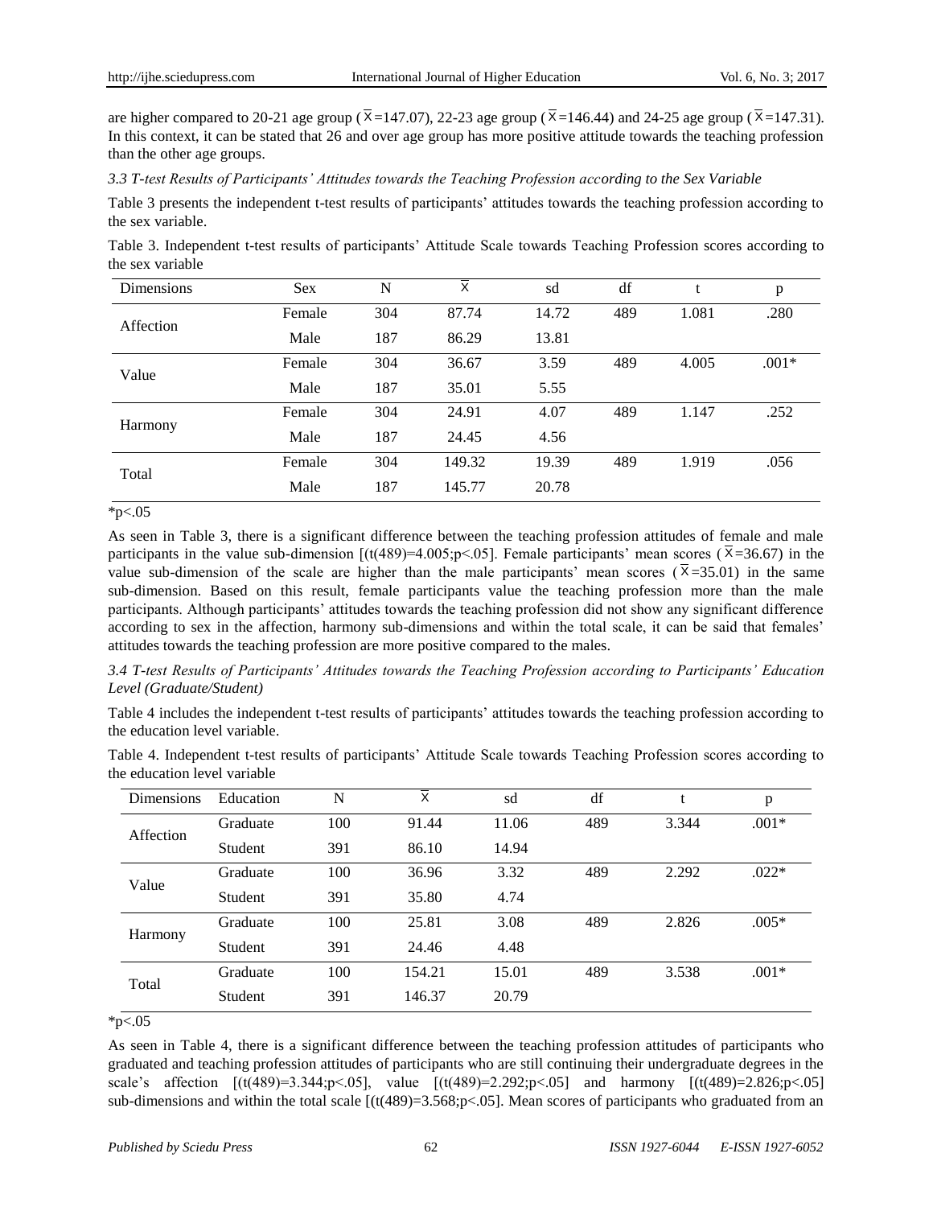are higher compared to 20-21 age group ($\bar{X}$=147.07), 22-23 age group ($\bar{X}$=146.44) and 24-25 age group ($\bar{X}$=147.31). In this context, it can be stated that 26 and over age group has more positive attitude towards the teaching profession than the other age groups.

### *3.3 T-test Results of Participants' Attitudes towards the Teaching Profession according to the Sex Variable*

Table 3 presents the independent t-test results of participants' attitudes towards the teaching profession according to the sex variable.

Table 3. Independent t-test results of participants' Attitude Scale towards Teaching Profession scores according to the sex variable

| Dimensions | Sex | N | $\bar{X}$ | sd | df | t | p |
|---|---|---|---|---|---|---|---|
| Affection | Female | 304 | 87.74 | 14.72 | 489 | 1.081 | .280 |
| | Male | 187 | 86.29 | 13.81 | | | |
| Value | Female | 304 | 36.67 | 3.59 | 489 | 4.005 | .001* |
| | Male | 187 | 35.01 | 5.55 | | | |
| Harmony | Female | 304 | 24.91 | 4.07 | 489 | 1.147 | .252 |
| | Male | 187 | 24.45 | 4.56 | | | |
| Total | Female | 304 | 149.32 | 19.39 | 489 | 1.919 | .056 |
| | Male | 187 | 145.77 | 20.78 | | | |

*p<.05

As seen in Table 3, there is a significant difference between the teaching profession attitudes of female and male participants in the value sub-dimension [(t(489)=4.005;p<.05]. Female participants' mean scores ($\bar{X}$=36.67) in the value sub-dimension of the scale are higher than the male participants' mean scores ($\bar{X}$=35.01) in the same sub-dimension. Based on this result, female participants value the teaching profession more than the male participants. Although participants' attitudes towards the teaching profession did not show any significant difference according to sex in the affection, harmony sub-dimensions and within the total scale, it can be said that females' attitudes towards the teaching profession are more positive compared to the males.

### *3.4 T-test Results of Participants' Attitudes towards the Teaching Profession according to Participants' Education Level (Graduate/Student)*

Table 4 includes the independent t-test results of participants' attitudes towards the teaching profession according to the education level variable.

Table 4. Independent t-test results of participants' Attitude Scale towards Teaching Profession scores according to the education level variable

| Dimensions | Education | N | $\bar{X}$ | sd | df | t | p |
|---|---|---|---|---|---|---|---|
| Affection | Graduate | 100 | 91.44 | 11.06 | 489 | 3.344 | .001* |
| | Student | 391 | 86.10 | 14.94 | | | |
| Value | Graduate | 100 | 36.96 | 3.32 | 489 | 2.292 | .022* |
| | Student | 391 | 35.80 | 4.74 | | | |
| Harmony | Graduate | 100 | 25.81 | 3.08 | 489 | 2.826 | .005* |
| | Student | 391 | 24.46 | 4.48 | | | |
| Total | Graduate | 100 | 154.21 | 15.01 | 489 | 3.538 | .001* |
| | Student | 391 | 146.37 | 20.79 | | | |

*p<.05

As seen in Table 4, there is a significant difference between the teaching profession attitudes of participants who graduated and teaching profession attitudes of participants who are still continuing their undergraduate degrees in the scale's affection [(t(489)=3.344;p<.05], value [(t(489)=2.292;p<.05] and harmony [(t(489)=2.826;p<.05] sub-dimensions and within the total scale [(t(489)=3.568;p<.05]. Mean scores of participants who graduated from an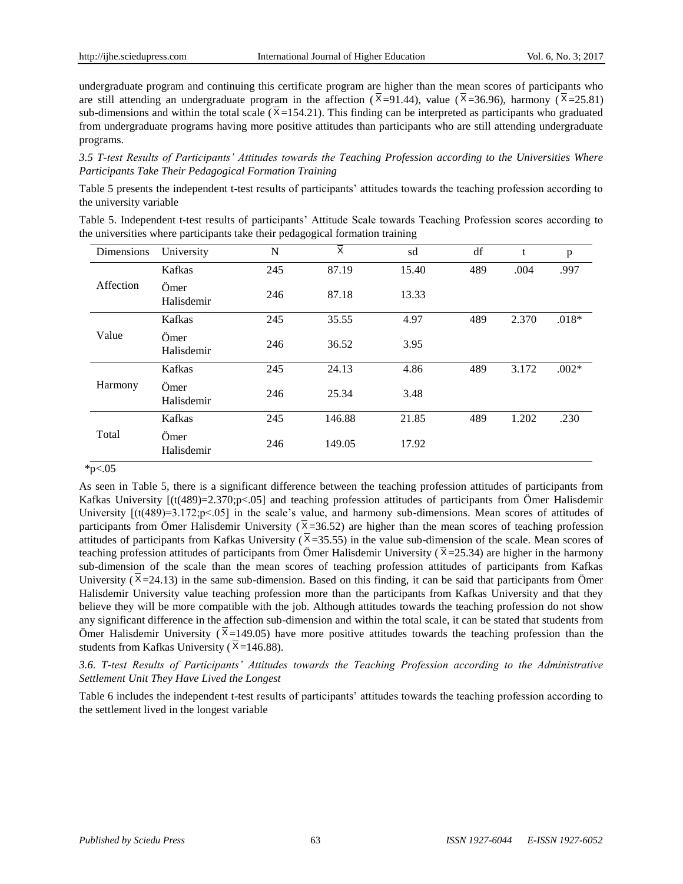undergraduate program and continuing this certificate program are higher than the mean scores of participants who are still attending an undergraduate program in the affection ($\overline{X}$=91.44), value ($\overline{X}$=36.96), harmony ($\overline{X}$=25.81) sub-dimensions and within the total scale ($\overline{X}$=154.21). This finding can be interpreted as participants who graduated from undergraduate programs having more positive attitudes than participants who are still attending undergraduate programs.

### *3.5 T-test Results of Participants' Attitudes towards the Teaching Profession according to the Universities Where Participants Take Their Pedagogical Formation Training*

Table 5 presents the independent t-test results of participants' attitudes towards the teaching profession according to the university variable

Table 5. Independent t-test results of participants' Attitude Scale towards Teaching Profession scores according to the universities where participants take their pedagogical formation training

| Dimensions | University | N | $\overline{X}$ | sd | df | t | p |
|---|---|---|---|---|---|---|---|
| Affection | Kafkas | 245 | 87.19 | 15.40 | 489 | .004 | .997 |
| | Ömer Halisdemir | 246 | 87.18 | 13.33 | | | |
| Value | Kafkas | 245 | 35.55 | 4.97 | 489 | 2.370 | .018* |
| | Ömer Halisdemir | 246 | 36.52 | 3.95 | | | |
| Harmony | Kafkas | 245 | 24.13 | 4.86 | 489 | 3.172 | .002* |
| | Ömer Halisdemir | 246 | 25.34 | 3.48 | | | |
| Total | Kafkas | 245 | 146.88 | 21.85 | 489 | 1.202 | .230 |
| | Ömer Halisdemir | 246 | 149.05 | 17.92 | | | |

*p<.05

As seen in Table 5, there is a significant difference between the teaching profession attitudes of participants from Kafkas University [(t(489)=2.370;p<.05] and teaching profession attitudes of participants from Ömer Halisdemir University [(t(489)=3.172;p<.05] in the scale's value, and harmony sub-dimensions. Mean scores of attitudes of participants from Ömer Halisdemir University ($\overline{X}$=36.52) are higher than the mean scores of teaching profession attitudes of participants from Kafkas University ($\overline{X}$=35.55) in the value sub-dimension of the scale. Mean scores of teaching profession attitudes of participants from Ömer Halisdemir University ($\overline{X}$=25.34) are higher in the harmony sub-dimension of the scale than the mean scores of teaching profession attitudes of participants from Kafkas University ($\overline{X}$=24.13) in the same sub-dimension. Based on this finding, it can be said that participants from Ömer Halisdemir University value teaching profession more than the participants from Kafkas University and that they believe they will be more compatible with the job. Although attitudes towards the teaching profession do not show any significant difference in the affection sub-dimension and within the total scale, it can be stated that students from Ömer Halisdemir University ($\overline{X}$=149.05) have more positive attitudes towards the teaching profession than the students from Kafkas University ($\overline{X}$=146.88).

### *3.6. T-test Results of Participants' Attitudes towards the Teaching Profession according to the Administrative Settlement Unit They Have Lived the Longest*

Table 6 includes the independent t-test results of participants' attitudes towards the teaching profession according to the settlement lived in the longest variable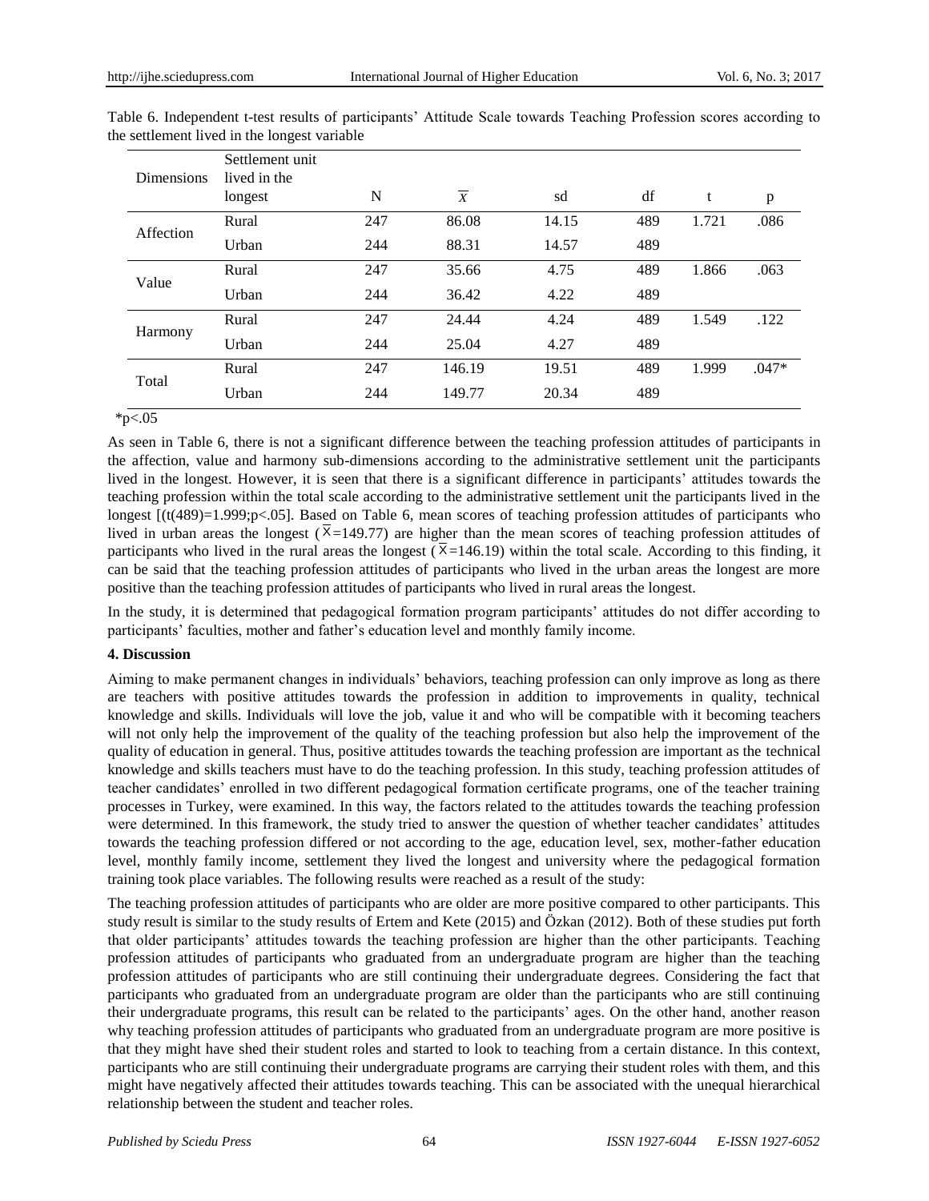Table 6. Independent t-test results of participants' Attitude Scale towards Teaching Profession scores according to the settlement lived in the longest variable

| Dimensions | Settlement unit lived in the longest | N | $\overline{X}$ | sd | df | t | p |
|---|---|---|---|---|---|---|---|
| Affection | Rural | 247 | 86.08 | 14.15 | 489 | 1.721 | .086 |
| | Urban | 244 | 88.31 | 14.57 | 489 | | |
| Value | Rural | 247 | 35.66 | 4.75 | 489 | 1.866 | .063 |
| | Urban | 244 | 36.42 | 4.22 | 489 | | |
| Harmony | Rural | 247 | 24.44 | 4.24 | 489 | 1.549 | .122 |
| | Urban | 244 | 25.04 | 4.27 | 489 | | |
| Total | Rural | 247 | 146.19 | 19.51 | 489 | 1.999 | .047* |
| | Urban | 244 | 149.77 | 20.34 | 489 | | |

*p<.05

As seen in Table 6, there is not a significant difference between the teaching profession attitudes of participants in the affection, value and harmony sub-dimensions according to the administrative settlement unit the participants lived in the longest. However, it is seen that there is a significant difference in participants' attitudes towards the teaching profession within the total scale according to the administrative settlement unit the participants lived in the longest [(t(489)=1.999;p<.05]. Based on Table 6, mean scores of teaching profession attitudes of participants who lived in urban areas the longest ($\overline{X}$=149.77) are higher than the mean scores of teaching profession attitudes of participants who lived in the rural areas the longest ($\overline{X}$=146.19) within the total scale. According to this finding, it can be said that the teaching profession attitudes of participants who lived in the urban areas the longest are more positive than the teaching profession attitudes of participants who lived in rural areas the longest.

In the study, it is determined that pedagogical formation program participants' attitudes do not differ according to participants' faculties, mother and father's education level and monthly family income.

**4. Discussion**

Aiming to make permanent changes in individuals' behaviors, teaching profession can only improve as long as there are teachers with positive attitudes towards the profession in addition to improvements in quality, technical knowledge and skills. Individuals will love the job, value it and who will be compatible with it becoming teachers will not only help the improvement of the quality of the teaching profession but also help the improvement of the quality of education in general. Thus, positive attitudes towards the teaching profession are important as the technical knowledge and skills teachers must have to do the teaching profession. In this study, teaching profession attitudes of teacher candidates' enrolled in two different pedagogical formation certificate programs, one of the teacher training processes in Turkey, were examined. In this way, the factors related to the attitudes towards the teaching profession were determined. In this framework, the study tried to answer the question of whether teacher candidates' attitudes towards the teaching profession differed or not according to the age, education level, sex, mother-father education level, monthly family income, settlement they lived the longest and university where the pedagogical formation training took place variables. The following results were reached as a result of the study:

The teaching profession attitudes of participants who are older are more positive compared to other participants. This study result is similar to the study results of Ertem and Kete (2015) and Özkan (2012). Both of these studies put forth that older participants' attitudes towards the teaching profession are higher than the other participants. Teaching profession attitudes of participants who graduated from an undergraduate program are higher than the teaching profession attitudes of participants who are still continuing their undergraduate degrees. Considering the fact that participants who graduated from an undergraduate program are older than the participants who are still continuing their undergraduate programs, this result can be related to the participants' ages. On the other hand, another reason why teaching profession attitudes of participants who graduated from an undergraduate program are more positive is that they might have shed their student roles and started to look to teaching from a certain distance. In this context, participants who are still continuing their undergraduate programs are carrying their student roles with them, and this might have negatively affected their attitudes towards teaching. This can be associated with the unequal hierarchical relationship between the student and teacher roles.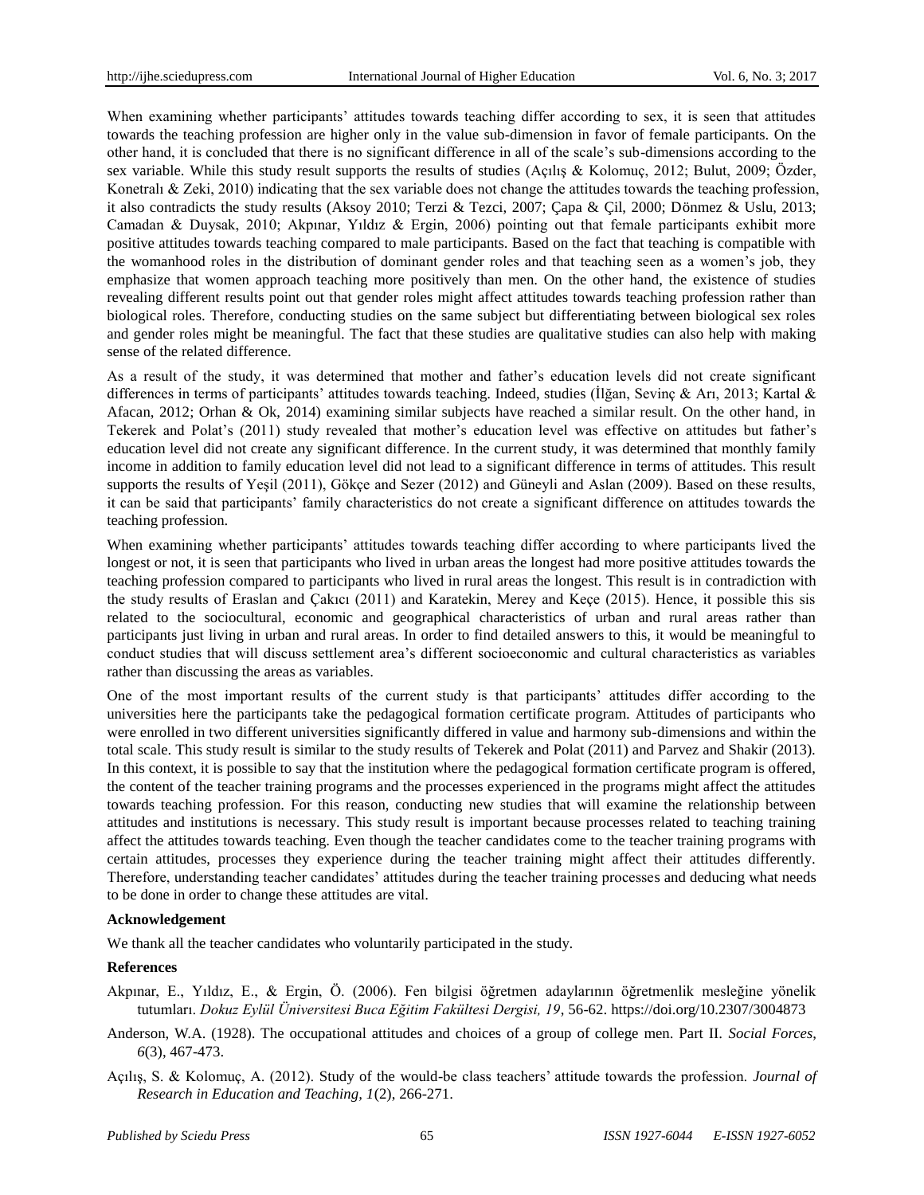When examining whether participants' attitudes towards teaching differ according to sex, it is seen that attitudes towards the teaching profession are higher only in the value sub-dimension in favor of female participants. On the other hand, it is concluded that there is no significant difference in all of the scale's sub-dimensions according to the sex variable. While this study result supports the results of studies (Açılış & Kolomuç, 2012; Bulut, 2009; Özder, Konetralı & Zeki, 2010) indicating that the sex variable does not change the attitudes towards the teaching profession, it also contradicts the study results (Aksoy 2010; Terzi & Tezci, 2007; Çapa & Çil, 2000; Dönmez & Uslu, 2013; Camadan & Duysak, 2010; Akpınar, Yıldız & Ergin, 2006) pointing out that female participants exhibit more positive attitudes towards teaching compared to male participants. Based on the fact that teaching is compatible with the womanhood roles in the distribution of dominant gender roles and that teaching seen as a women's job, they emphasize that women approach teaching more positively than men. On the other hand, the existence of studies revealing different results point out that gender roles might affect attitudes towards teaching profession rather than biological roles. Therefore, conducting studies on the same subject but differentiating between biological sex roles and gender roles might be meaningful. The fact that these studies are qualitative studies can also help with making sense of the related difference.

As a result of the study, it was determined that mother and father's education levels did not create significant differences in terms of participants' attitudes towards teaching. Indeed, studies (İlğan, Sevinç & Arı, 2013; Kartal & Afacan, 2012; Orhan & Ok, 2014) examining similar subjects have reached a similar result. On the other hand, in Tekerek and Polat's (2011) study revealed that mother's education level was effective on attitudes but father's education level did not create any significant difference. In the current study, it was determined that monthly family income in addition to family education level did not lead to a significant difference in terms of attitudes. This result supports the results of Yeşil (2011), Gökçe and Sezer (2012) and Güneyli and Aslan (2009). Based on these results, it can be said that participants' family characteristics do not create a significant difference on attitudes towards the teaching profession.

When examining whether participants' attitudes towards teaching differ according to where participants lived the longest or not, it is seen that participants who lived in urban areas the longest had more positive attitudes towards the teaching profession compared to participants who lived in rural areas the longest. This result is in contradiction with the study results of Eraslan and Çakıcı (2011) and Karatekin, Merey and Keçe (2015). Hence, it possible this sis related to the sociocultural, economic and geographical characteristics of urban and rural areas rather than participants just living in urban and rural areas. In order to find detailed answers to this, it would be meaningful to conduct studies that will discuss settlement area's different socioeconomic and cultural characteristics as variables rather than discussing the areas as variables.

One of the most important results of the current study is that participants' attitudes differ according to the universities here the participants take the pedagogical formation certificate program. Attitudes of participants who were enrolled in two different universities significantly differed in value and harmony sub-dimensions and within the total scale. This study result is similar to the study results of Tekerek and Polat (2011) and Parvez and Shakir (2013). In this context, it is possible to say that the institution where the pedagogical formation certificate program is offered, the content of the teacher training programs and the processes experienced in the programs might affect the attitudes towards teaching profession. For this reason, conducting new studies that will examine the relationship between attitudes and institutions is necessary. This study result is important because processes related to teaching training affect the attitudes towards teaching. Even though the teacher candidates come to the teacher training programs with certain attitudes, processes they experience during the teacher training might affect their attitudes differently. Therefore, understanding teacher candidates' attitudes during the teacher training processes and deducing what needs to be done in order to change these attitudes are vital.

**Acknowledgement**

We thank all the teacher candidates who voluntarily participated in the study.

**References**

Akpınar, E., Yıldız, E., & Ergin, Ö. (2006). Fen bilgisi öğretmen adaylarının öğretmenlik mesleğine yönelik tutumları. *Dokuz Eylül Üniversitesi Buca Eğitim Fakültesi Dergisi, 19*, 56-62. https://doi.org/10.2307/3004873

Anderson, W.A. (1928). The occupational attitudes and choices of a group of college men. Part II. *Social Forces, 6*(3), 467-473.

Açılış, S. & Kolomuç, A. (2012). Study of the would-be class teachers' attitude towards the profession. *Journal of Research in Education and Teaching, 1*(2), 266-271.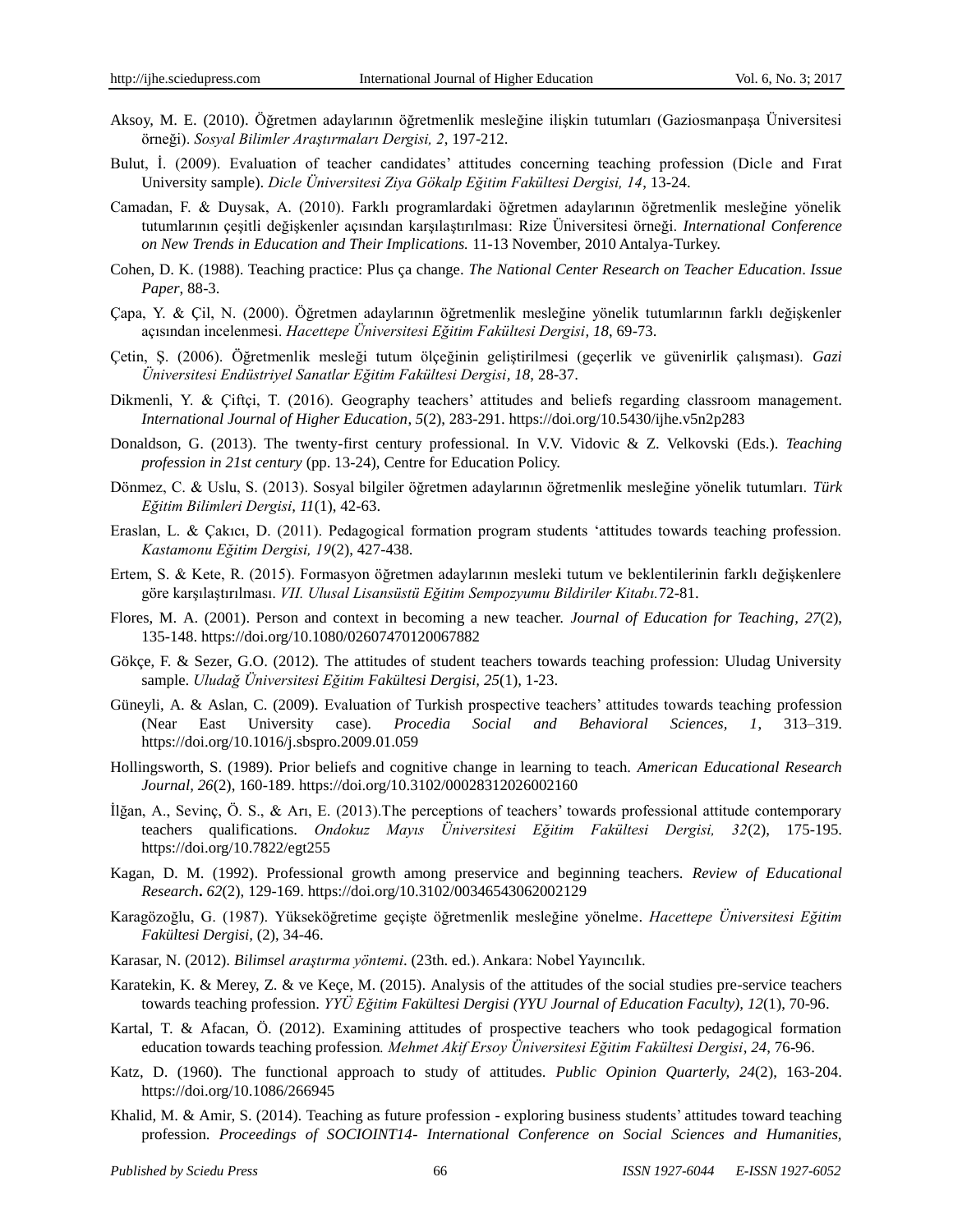Aksoy, M. E. (2010). Öğretmen adaylarının öğretmenlik mesleğine ilişkin tutumları (Gaziosmanpaşa Üniversitesi örneği). *Sosyal Bilimler Araştırmaları Dergisi, 2*, 197-212.

Bulut, İ. (2009). Evaluation of teacher candidates' attitudes concerning teaching profession (Dicle and Fırat University sample). *Dicle Üniversitesi Ziya Gökalp Eğitim Fakültesi Dergisi, 14*, 13-24.

Camadan, F. & Duysak, A. (2010). Farklı programlardaki öğretmen adaylarının öğretmenlik mesleğine yönelik tutumlarının çeşitli değişkenler açısından karşılaştırılması: Rize Üniversitesi örneği. *International Conference on New Trends in Education and Their Implications.* 11-13 November, 2010 Antalya-Turkey.

Cohen, D. K. (1988). Teaching practice: Plus ça change. *The National Center Research on Teacher Education*. *Issue Paper*, 88-3.

Çapa, Y. & Çil, N. (2000). Öğretmen adaylarının öğretmenlik mesleğine yönelik tutumlarının farklı değişkenler açısından incelenmesi. *Hacettepe Üniversitesi Eğitim Fakültesi Dergisi*, *18*, 69-73.

Çetin, Ş. (2006). Öğretmenlik mesleği tutum ölçeğinin geliştirilmesi (geçerlik ve güvenirlik çalışması). *Gazi Üniversitesi Endüstriyel Sanatlar Eğitim Fakültesi Dergisi*, *18*, 28-37.

Dikmenli, Y. & Çiftçi, T. (2016). Geography teachers' attitudes and beliefs regarding classroom management. *International Journal of Higher Education*, *5*(2), 283-291. https://doi.org/10.5430/ijhe.v5n2p283

Donaldson, G. (2013). The twenty-first century professional. In V.V. Vidovic & Z. Velkovski (Eds.). *Teaching profession in 21st century* (pp. 13-24), Centre for Education Policy.

Dönmez, C. & Uslu, S. (2013). Sosyal bilgiler öğretmen adaylarının öğretmenlik mesleğine yönelik tutumları. *Türk Eğitim Bilimleri Dergisi*, *11*(1), 42-63.

Eraslan, L. & Çakıcı, D. (2011). Pedagogical formation program students 'attitudes towards teaching profession. *Kastamonu Eğitim Dergisi, 19*(2), 427-438.

Ertem, S. & Kete, R. (2015). Formasyon öğretmen adaylarının mesleki tutum ve beklentilerinin farklı değişkenlere göre karşılaştırılması. *VII. Ulusal Lisansüstü Eğitim Sempozyumu Bildiriler Kitabı.*72-81.

Flores, M. A. (2001). Person and context in becoming a new teacher. *Journal of Education for Teaching*, *27*(2), 135-148. https://doi.org/10.1080/02607470120067882

Gökçe, F. & Sezer, G.O. (2012). The attitudes of student teachers towards teaching profession: Uludag University sample. *Uludağ Üniversitesi Eğitim Fakültesi Dergisi*, *25*(1), 1-23.

Güneyli, A. & Aslan, C. (2009). Evaluation of Turkish prospective teachers' attitudes towards teaching profession (Near East University case). *Procedia Social and Behavioral Sciences, 1*, 313–319. https://doi.org/10.1016/j.sbspro.2009.01.059

Hollingsworth, S. (1989). Prior beliefs and cognitive change in learning to teach. *American Educational Research Journal, 26*(2), 160-189. https://doi.org/10.3102/00028312026002160

İlğan, A., Sevinç, Ö. S., & Arı, E. (2013).The perceptions of teachers' towards professional attitude contemporary teachers qualifications. *Ondokuz Mayıs Üniversitesi Eğitim Fakültesi Dergisi, 32*(2), 175-195. https://doi.org/10.7822/egt255

Kagan, D. M. (1992). Professional growth among preservice and beginning teachers. *Review of Educational Research***.** *62*(2), 129-169. https://doi.org/10.3102/00346543062002129

Karagözoğlu, G. (1987). Yükseköğretime geçişte öğretmenlik mesleğine yönelme. *Hacettepe Üniversitesi Eğitim Fakültesi Dergisi*, (2), 34-46.

Karasar, N. (2012). *Bilimsel araştırma yöntemi*. (23th. ed.). Ankara: Nobel Yayıncılık.

Karatekin, K. & Merey, Z. & ve Keçe, M. (2015). Analysis of the attitudes of the social studies pre-service teachers towards teaching profession. *YYÜ Eğitim Fakültesi Dergisi (YYU Journal of Education Faculty), 12*(1), 70-96.

Kartal, T. & Afacan, Ö. (2012). Examining attitudes of prospective teachers who took pedagogical formation education towards teaching profession*. Mehmet Akif Ersoy Üniversitesi Eğitim Fakültesi Dergisi*, *24*, 76-96.

Katz, D. (1960). The functional approach to study of attitudes. *Public Opinion Quarterly, 24*(2), 163-204. https://doi.org/10.1086/266945

Khalid, M. & Amir, S. (2014). Teaching as future profession - exploring business students' attitudes toward teaching profession. *Proceedings of SOCIOINT14- International Conference on Social Sciences and Humanities,*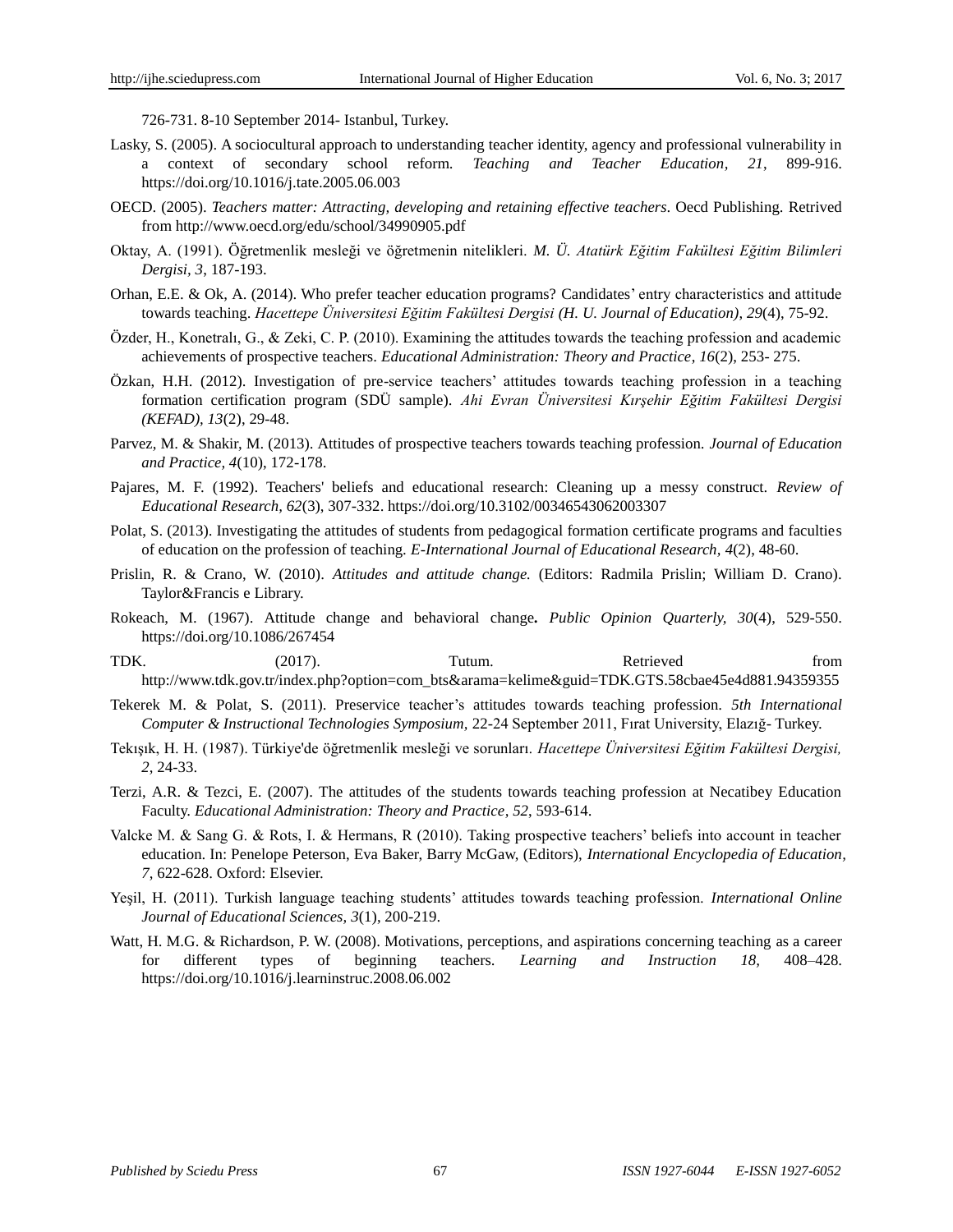726-731. 8-10 September 2014- Istanbul, Turkey.

Lasky, S. (2005). A sociocultural approach to understanding teacher identity, agency and professional vulnerability in a context of secondary school reform. *Teaching and Teacher Education, 21*, 899-916. https://doi.org/10.1016/j.tate.2005.06.003

OECD. (2005). *Teachers matter: Attracting, developing and retaining effective teachers*. Oecd Publishing. Retrived from http://www.oecd.org/edu/school/34990905.pdf

Oktay, A. (1991). Öğretmenlik mesleği ve öğretmenin nitelikleri. *M. Ü. Atatürk Eğitim Fakültesi Eğitim Bilimleri Dergisi, 3*, 187-193.

Orhan, E.E. & Ok, A. (2014). Who prefer teacher education programs? Candidates' entry characteristics and attitude towards teaching. *Hacettepe Üniversitesi Eğitim Fakültesi Dergisi (H. U. Journal of Education)*, *29*(4), 75-92.

Özder, H., Konetralı, G., & Zeki, C. P. (2010). Examining the attitudes towards the teaching profession and academic achievements of prospective teachers. *Educational Administration: Theory and Practice*, *16*(2), 253- 275.

Özkan, H.H. (2012). Investigation of pre-service teachers' attitudes towards teaching profession in a teaching formation certification program (SDÜ sample). *Ahi Evran Üniversitesi Kırşehir Eğitim Fakültesi Dergisi (KEFAD), 13*(2), 29-48.

Parvez, M. & Shakir, M. (2013). Attitudes of prospective teachers towards teaching profession. *Journal of Education and Practice, 4*(10), 172-178.

Pajares, M. F. (1992). Teachers' beliefs and educational research: Cleaning up a messy construct. *Review of Educational Research, 62*(3), 307-332. https://doi.org/10.3102/00346543062003307

Polat, S. (2013). Investigating the attitudes of students from pedagogical formation certificate programs and faculties of education on the profession of teaching. *E-International Journal of Educational Research, 4*(2), 48-60.

Prislin, R. & Crano, W. (2010). *Attitudes and attitude change.* (Editors: Radmila Prislin; William D. Crano). Taylor&Francis e Library.

Rokeach, M. (1967). Attitude change and behavioral change**.** *Public Opinion Quarterly, 30*(4), 529-550. https://doi.org/10.1086/267454

TDK. (2017). Tutum. Retrieved from http://www.tdk.gov.tr/index.php?option=com_bts&arama=kelime&guid=TDK.GTS.58cbae45e4d881.94359355

Tekerek M. & Polat, S. (2011). Preservice teacher's attitudes towards teaching profession. *5th International Computer & Instructional Technologies Symposium,* 22-24 September 2011, Fırat University, Elazığ- Turkey.

Tekışık, H. H. (1987). Türkiye'de öğretmenlik mesleği ve sorunları. *Hacettepe Üniversitesi Eğitim Fakültesi Dergisi, 2*, 24-33.

Terzi, A.R. & Tezci, E. (2007). The attitudes of the students towards teaching profession at Necatibey Education Faculty. *Educational Administration: Theory and Practice, 52*, 593-614.

Valcke M. & Sang G. & Rots, I. & Hermans, R (2010). Taking prospective teachers' beliefs into account in teacher education. In: Penelope Peterson, Eva Baker, Barry McGaw, (Editors), *International Encyclopedia of Education, 7*, 622-628. Oxford: Elsevier.

Yeşil, H. (2011). Turkish language teaching students' attitudes towards teaching profession. *International Online Journal of Educational Sciences, 3*(1), 200-219.

Watt, H. M.G. & Richardson, P. W. (2008). Motivations, perceptions, and aspirations concerning teaching as a career for different types of beginning teachers. *Learning and Instruction 18,* 408–428. https://doi.org/10.1016/j.learninstruc.2008.06.002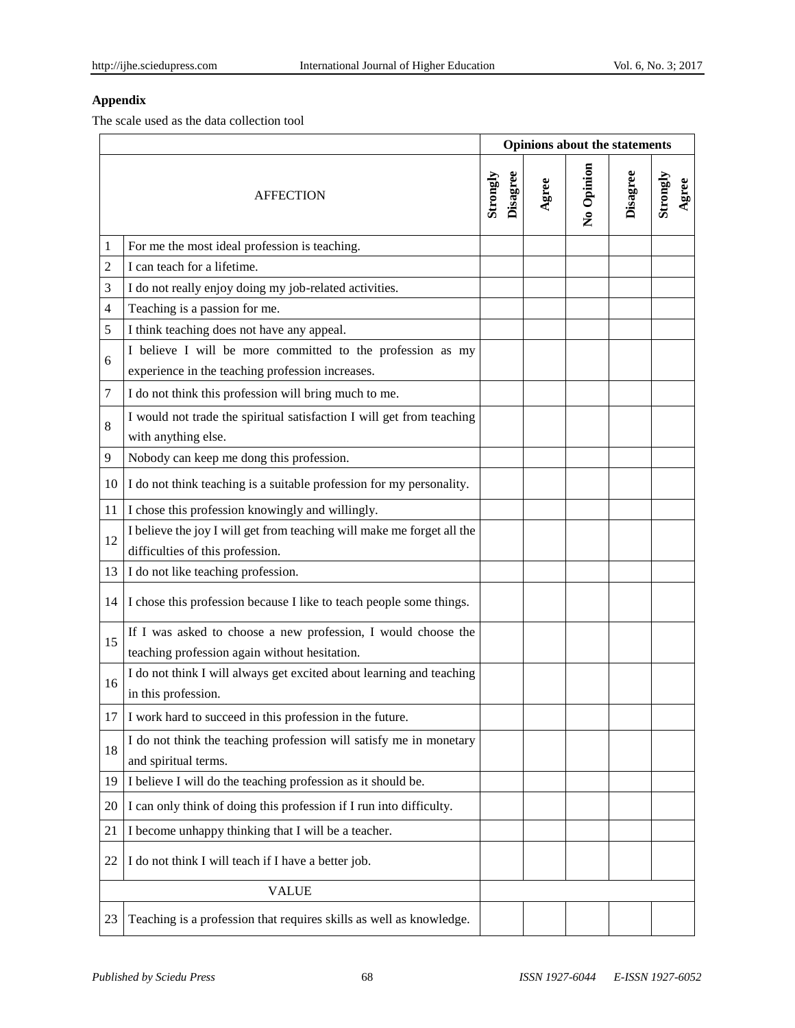**Appendix**

The scale used as the data collection tool

| | | Opinions about the statements | | | | |
|---|---|---|---|---|---|---|
| AFFECTION | | Strongly Disagree | Agree | No Opinion | Disagree | Strongly Agree |
| 1 | For me the most ideal profession is teaching. | | | | | |
| 2 | I can teach for a lifetime. | | | | | |
| 3 | I do not really enjoy doing my job-related activities. | | | | | |
| 4 | Teaching is a passion for me. | | | | | |
| 5 | I think teaching does not have any appeal. | | | | | |
| 6 | I believe I will be more committed to the profession as my experience in the teaching profession increases. | | | | | |
| 7 | I do not think this profession will bring much to me. | | | | | |
| 8 | I would not trade the spiritual satisfaction I will get from teaching with anything else. | | | | | |
| 9 | Nobody can keep me dong this profession. | | | | | |
| 10 | I do not think teaching is a suitable profession for my personality. | | | | | |
| 11 | I chose this profession knowingly and willingly. | | | | | |
| 12 | I believe the joy I will get from teaching will make me forget all the difficulties of this profession. | | | | | |
| 13 | I do not like teaching profession. | | | | | |
| 14 | I chose this profession because I like to teach people some things. | | | | | |
| 15 | If I was asked to choose a new profession, I would choose the teaching profession again without hesitation. | | | | | |
| 16 | I do not think I will always get excited about learning and teaching in this profession. | | | | | |
| 17 | I work hard to succeed in this profession in the future. | | | | | |
| 18 | I do not think the teaching profession will satisfy me in monetary and spiritual terms. | | | | | |
| 19 | I believe I will do the teaching profession as it should be. | | | | | |
| 20 | I can only think of doing this profession if I run into difficulty. | | | | | |
| 21 | I become unhappy thinking that I will be a teacher. | | | | | |
| 22 | I do not think I will teach if I have a better job. | | | | | |
| VALUE | | | | | | |
| 23 | Teaching is a profession that requires skills as well as knowledge. | | | | | |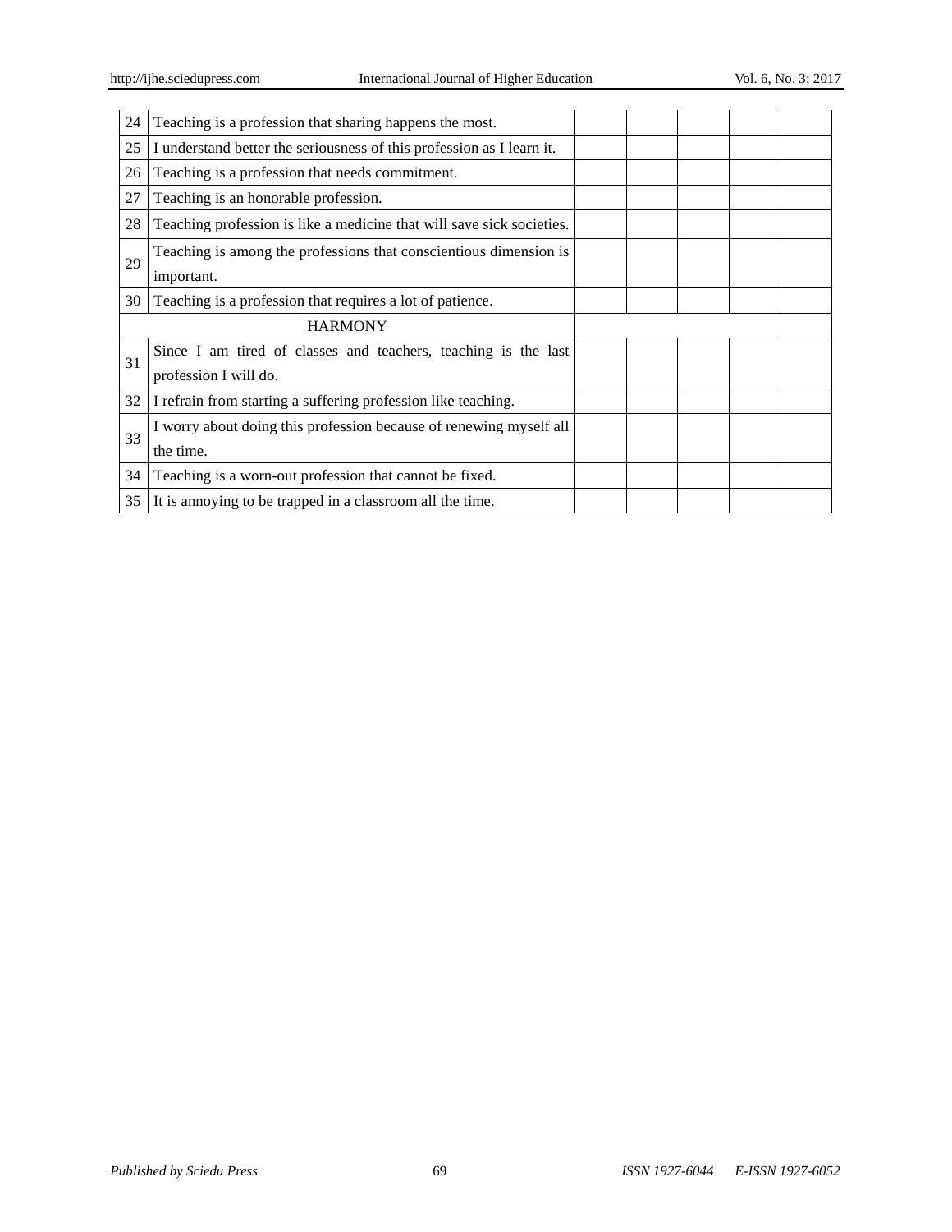| | | | | | | |
|---|---|---|---|---|---|---|
| 24 | Teaching is a profession that sharing happens the most. | | | | | |
| 25 | I understand better the seriousness of this profession as I learn it. | | | | | |
| 26 | Teaching is a profession that needs commitment. | | | | | |
| 27 | Teaching is an honorable profession. | | | | | |
| 28 | Teaching profession is like a medicine that will save sick societies. | | | | | |
| 29 | Teaching is among the professions that conscientious dimension is important. | | | | | |
| 30 | Teaching is a profession that requires a lot of patience. | | | | | |
| | HARMONY | | | | | |
| 31 | Since I am tired of classes and teachers, teaching is the last profession I will do. | | | | | |
| 32 | I refrain from starting a suffering profession like teaching. | | | | | |
| 33 | I worry about doing this profession because of renewing myself all the time. | | | | | |
| 34 | Teaching is a worn-out profession that cannot be fixed. | | | | | |
| 35 | It is annoying to be trapped in a classroom all the time. | | | | | |